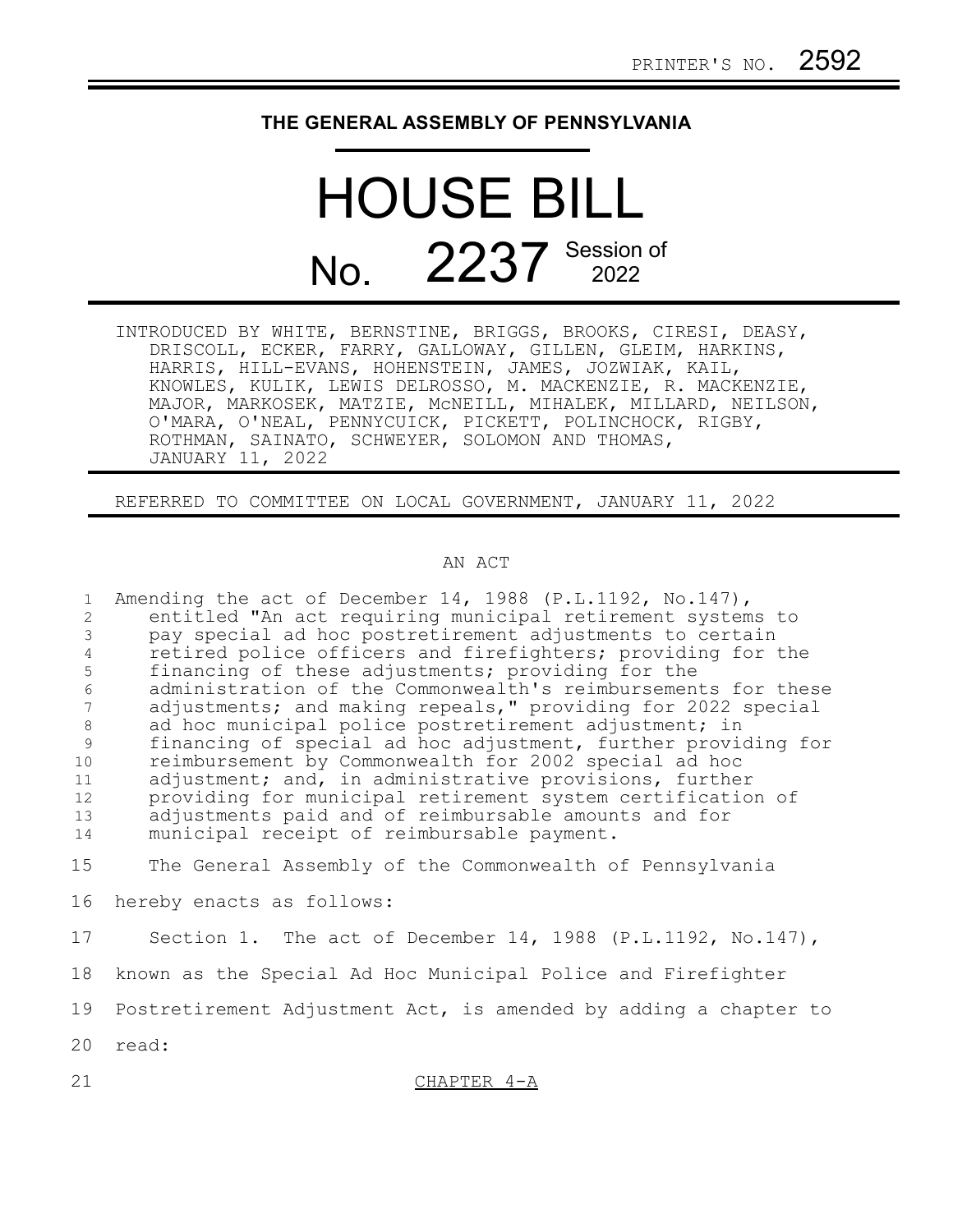PRINTER'S NO. 2592

# THE GENERAL ASSEMBLY OF PENNSYLVANIA

# HOUSE BILL

## No. 2237 Session of 2022

INTRODUCED BY WHITE, BERNSTINE, BRIGGS, BROOKS, CIRESI, DEASY, DRISCOLL, ECKER, FARRY, GALLOWAY, GILLEN, GLEIM, HARKINS, HARRIS, HILL-EVANS, HOHENSTEIN, JAMES, JOZWIAK, KAIL, KNOWLES, KULIK, LEWIS DELROSSO, M. MACKENZIE, R. MACKENZIE, MAJOR, MARKOSEK, MATZIE, McNEILL, MIHALEK, MILLARD, NEILSON, O'MARA, O'NEAL, PENNYCUICK, PICKETT, POLINCHOCK, RIGBY, ROTHMAN, SAINATO, SCHWEYER, SOLOMON AND THOMAS, JANUARY 11, 2022

REFERRED TO COMMITTEE ON LOCAL GOVERNMENT, JANUARY 11, 2022

AN ACT

Amending the act of December 14, 1988 (P.L.1192, No.147), entitled "An act requiring municipal retirement systems to pay special ad hoc postretirement adjustments to certain retired police officers and firefighters; providing for the financing of these adjustments; providing for the administration of the Commonwealth's reimbursements for these adjustments; and making repeals," providing for 2022 special ad hoc municipal police postretirement adjustment; in financing of special ad hoc adjustment, further providing for reimbursement by Commonwealth for 2002 special ad hoc adjustment; and, in administrative provisions, further providing for municipal retirement system certification of adjustments paid and of reimbursable amounts and for municipal receipt of reimbursable payment.

The General Assembly of the Commonwealth of Pennsylvania hereby enacts as follows:

Section 1. The act of December 14, 1988 (P.L.1192, No.147), known as the Special Ad Hoc Municipal Police and Firefighter Postretirement Adjustment Act, is amended by adding a chapter to read:

CHAPTER 4-A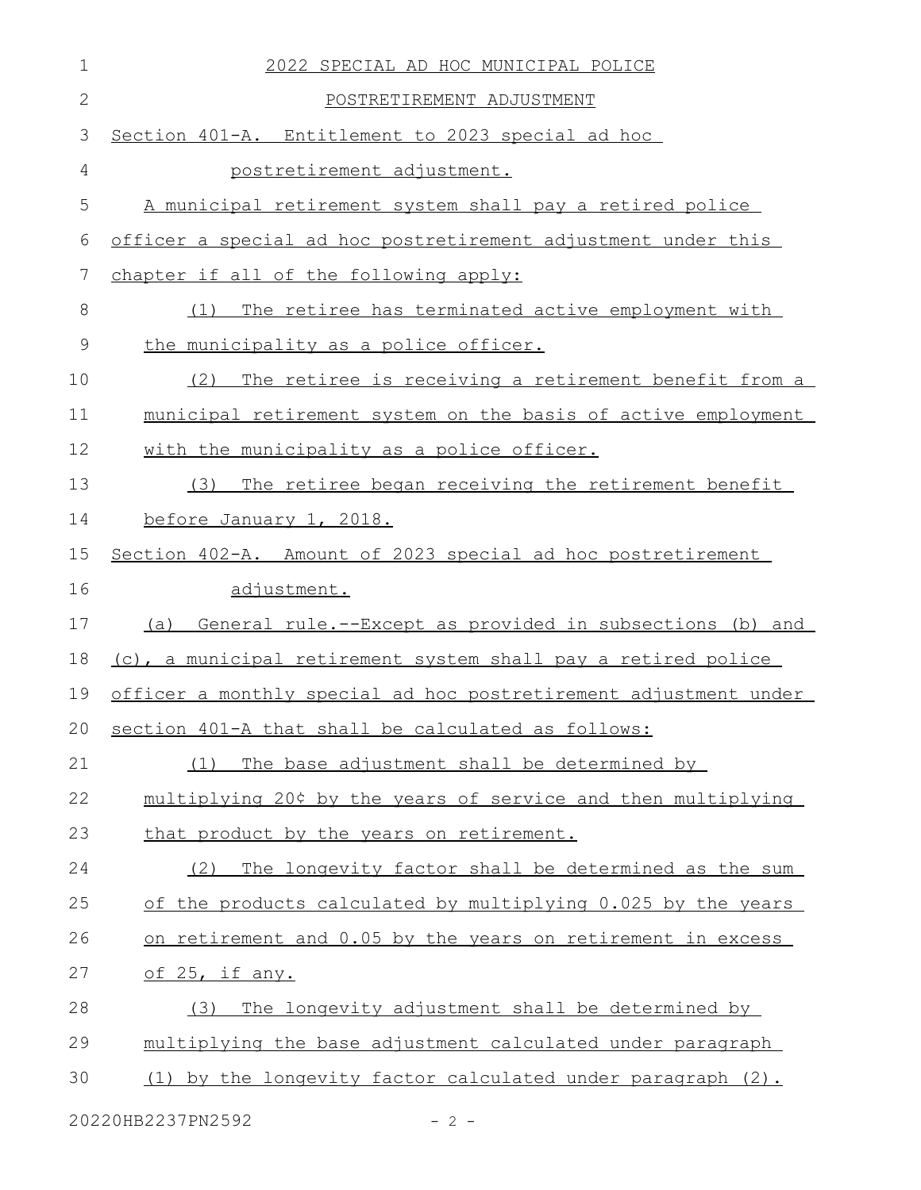2022 SPECIAL AD HOC MUNICIPAL POLICE

POSTRETIREMENT ADJUSTMENT

Section 401-A. Entitlement to 2023 special ad hoc postretirement adjustment.

A municipal retirement system shall pay a retired police officer a special ad hoc postretirement adjustment under this chapter if all of the following apply:

(1) The retiree has terminated active employment with the municipality as a police officer.

(2) The retiree is receiving a retirement benefit from a municipal retirement system on the basis of active employment with the municipality as a police officer.

(3) The retiree began receiving the retirement benefit before January 1, 2018.

Section 402-A. Amount of 2023 special ad hoc postretirement adjustment.

(a) General rule.--Except as provided in subsections (b) and (c), a municipal retirement system shall pay a retired police officer a monthly special ad hoc postretirement adjustment under section 401-A that shall be calculated as follows:

(1) The base adjustment shall be determined by multiplying 20¢ by the years of service and then multiplying that product by the years on retirement.

(2) The longevity factor shall be determined as the sum of the products calculated by multiplying 0.025 by the years on retirement and 0.05 by the years on retirement in excess of 25, if any.

(3) The longevity adjustment shall be determined by multiplying the base adjustment calculated under paragraph (1) by the longevity factor calculated under paragraph (2).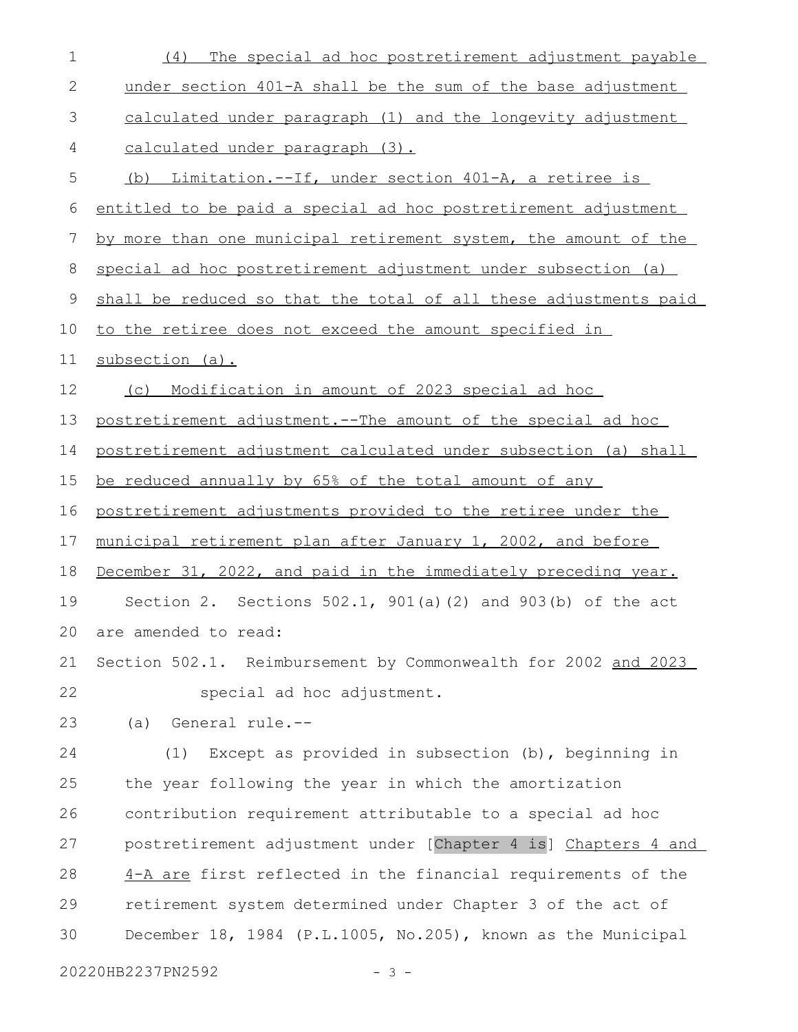(4) The special ad hoc postretirement adjustment payable under section 401-A shall be the sum of the base adjustment calculated under paragraph (1) and the longevity adjustment calculated under paragraph (3).

(b) Limitation.--If, under section 401-A, a retiree is entitled to be paid a special ad hoc postretirement adjustment by more than one municipal retirement system, the amount of the special ad hoc postretirement adjustment under subsection (a) shall be reduced so that the total of all these adjustments paid to the retiree does not exceed the amount specified in subsection (a).

(c) Modification in amount of 2023 special ad hoc postretirement adjustment.--The amount of the special ad hoc postretirement adjustment calculated under subsection (a) shall be reduced annually by 65% of the total amount of any postretirement adjustments provided to the retiree under the municipal retirement plan after January 1, 2002, and before December 31, 2022, and paid in the immediately preceding year.

Section 2. Sections 502.1, 901(a)(2) and 903(b) of the act are amended to read:

Section 502.1. Reimbursement by Commonwealth for 2002 and 2023 special ad hoc adjustment.

(a) General rule.--

(1) Except as provided in subsection (b), beginning in the year following the year in which the amortization contribution requirement attributable to a special ad hoc postretirement adjustment under [Chapter 4 is] Chapters 4 and 4-A are first reflected in the financial requirements of the retirement system determined under Chapter 3 of the act of December 18, 1984 (P.L.1005, No.205), known as the Municipal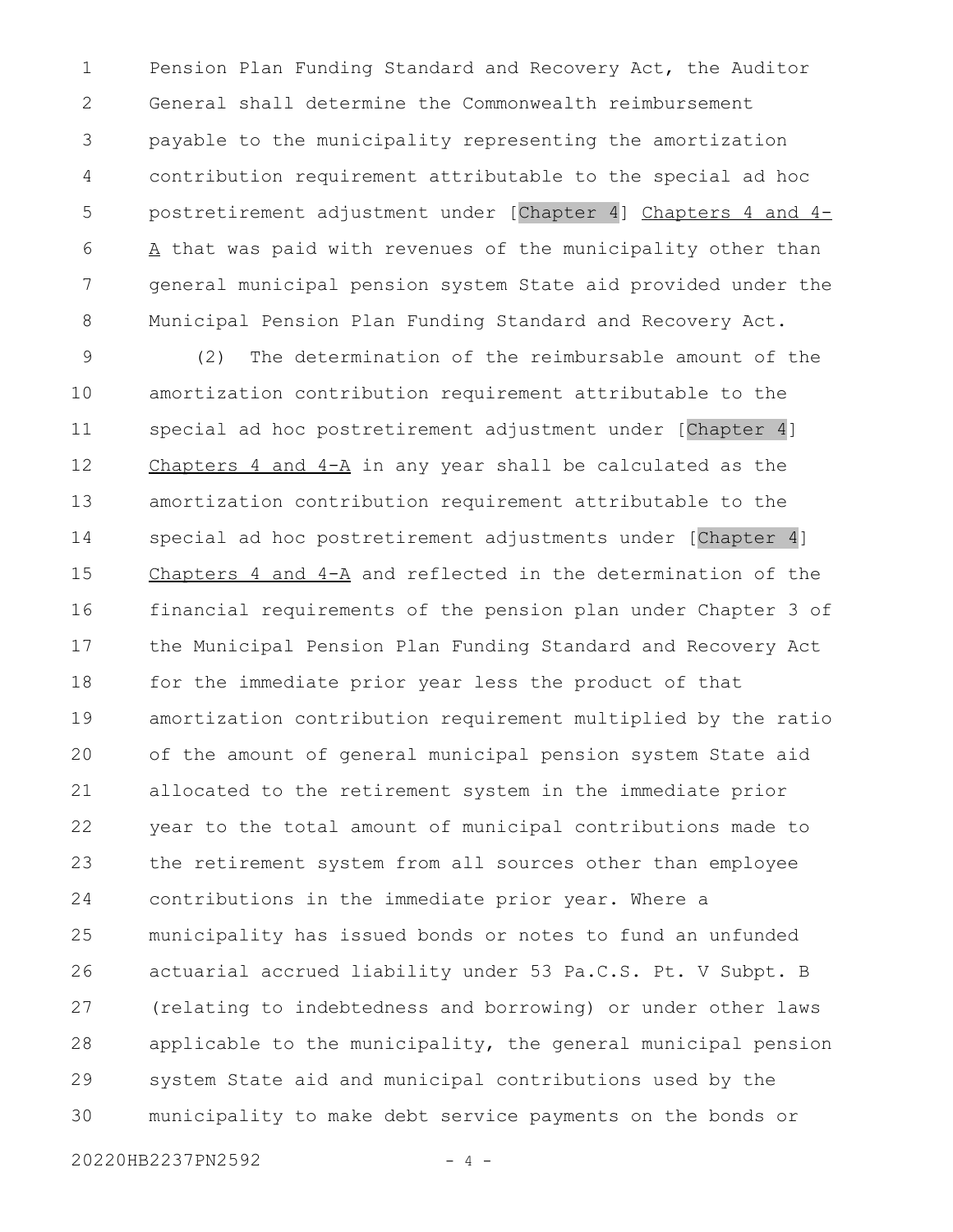Pension Plan Funding Standard and Recovery Act, the Auditor General shall determine the Commonwealth reimbursement payable to the municipality representing the amortization contribution requirement attributable to the special ad hoc postretirement adjustment under [Chapter 4] Chapters 4 and 4-A that was paid with revenues of the municipality other than general municipal pension system State aid provided under the Municipal Pension Plan Funding Standard and Recovery Act.

(2) The determination of the reimbursable amount of the amortization contribution requirement attributable to the special ad hoc postretirement adjustment under [Chapter 4] Chapters 4 and 4-A in any year shall be calculated as the amortization contribution requirement attributable to the special ad hoc postretirement adjustments under [Chapter 4] Chapters 4 and 4-A and reflected in the determination of the financial requirements of the pension plan under Chapter 3 of the Municipal Pension Plan Funding Standard and Recovery Act for the immediate prior year less the product of that amortization contribution requirement multiplied by the ratio of the amount of general municipal pension system State aid allocated to the retirement system in the immediate prior year to the total amount of municipal contributions made to the retirement system from all sources other than employee contributions in the immediate prior year. Where a municipality has issued bonds or notes to fund an unfunded actuarial accrued liability under 53 Pa.C.S. Pt. V Subpt. B (relating to indebtedness and borrowing) or under other laws applicable to the municipality, the general municipal pension system State aid and municipal contributions used by the municipality to make debt service payments on the bonds or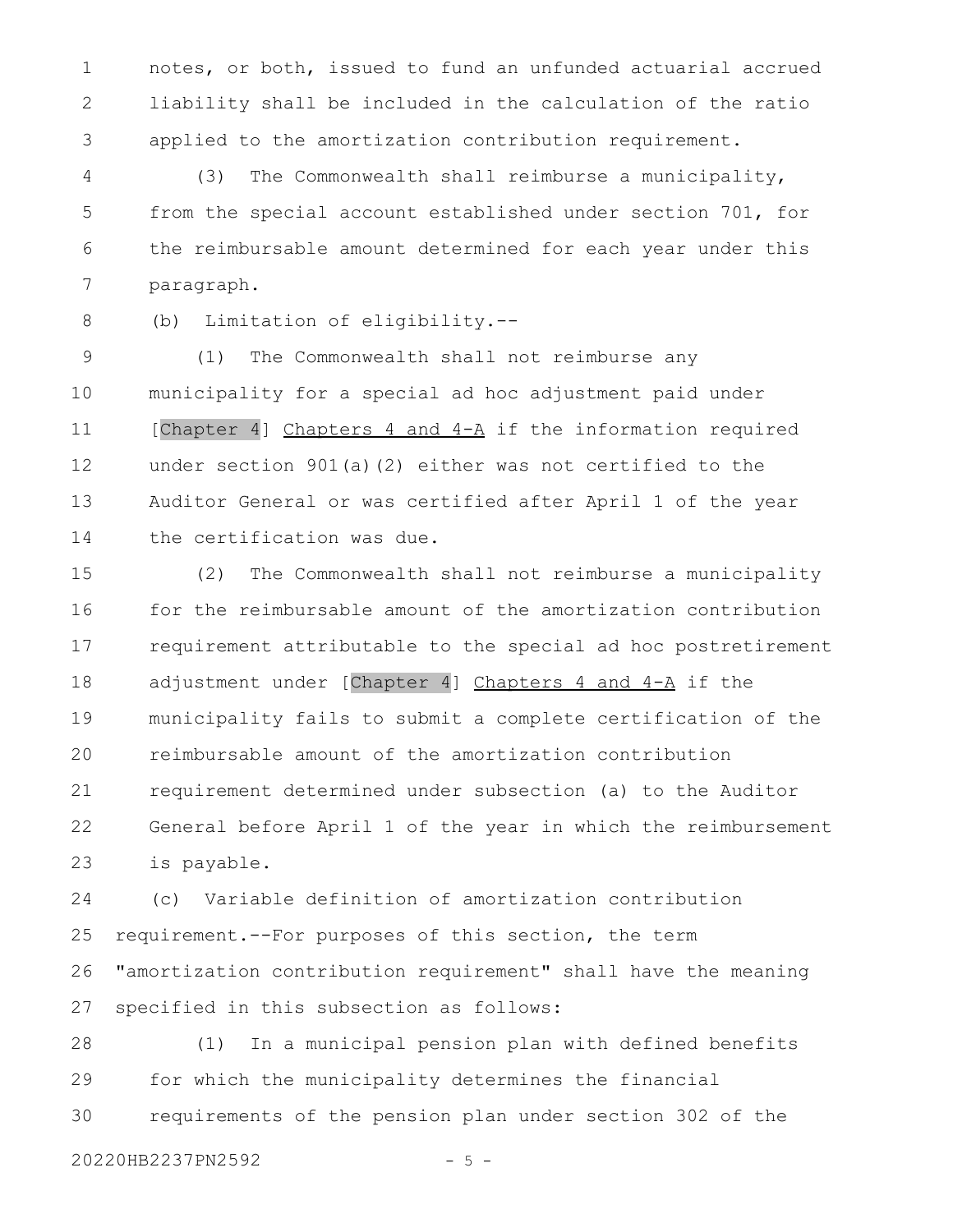notes, or both, issued to fund an unfunded actuarial accrued liability shall be included in the calculation of the ratio applied to the amortization contribution requirement.

(3) The Commonwealth shall reimburse a municipality, from the special account established under section 701, for the reimbursable amount determined for each year under this paragraph.

(b) Limitation of eligibility.--

(1) The Commonwealth shall not reimburse any municipality for a special ad hoc adjustment paid under [Chapter 4] Chapters 4 and 4-A if the information required under section 901(a)(2) either was not certified to the Auditor General or was certified after April 1 of the year the certification was due.

(2) The Commonwealth shall not reimburse a municipality for the reimbursable amount of the amortization contribution requirement attributable to the special ad hoc postretirement adjustment under [Chapter 4] Chapters 4 and 4-A if the municipality fails to submit a complete certification of the reimbursable amount of the amortization contribution requirement determined under subsection (a) to the Auditor General before April 1 of the year in which the reimbursement is payable.

(c) Variable definition of amortization contribution requirement.--For purposes of this section, the term "amortization contribution requirement" shall have the meaning specified in this subsection as follows:

(1) In a municipal pension plan with defined benefits for which the municipality determines the financial requirements of the pension plan under section 302 of the

20220HB2237PN2592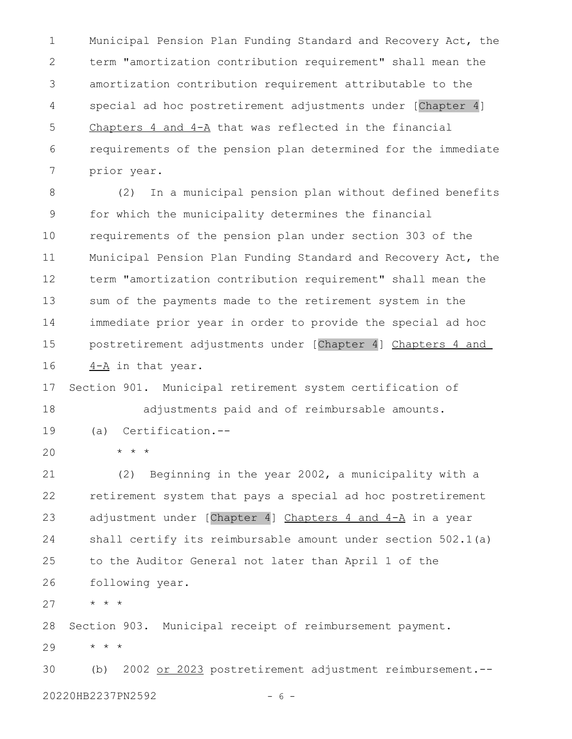Municipal Pension Plan Funding Standard and Recovery Act, the term "amortization contribution requirement" shall mean the amortization contribution requirement attributable to the special ad hoc postretirement adjustments under [Chapter 4] Chapters 4 and 4-A that was reflected in the financial requirements of the pension plan determined for the immediate prior year.

(2) In a municipal pension plan without defined benefits for which the municipality determines the financial requirements of the pension plan under section 303 of the Municipal Pension Plan Funding Standard and Recovery Act, the term "amortization contribution requirement" shall mean the sum of the payments made to the retirement system in the immediate prior year in order to provide the special ad hoc postretirement adjustments under [Chapter 4] Chapters 4 and 4-A in that year.

Section 901. Municipal retirement system certification of adjustments paid and of reimbursable amounts.

(a) Certification.--

\* \* \*

(2) Beginning in the year 2002, a municipality with a retirement system that pays a special ad hoc postretirement adjustment under [Chapter 4] Chapters 4 and 4-A in a year shall certify its reimbursable amount under section 502.1(a) to the Auditor General not later than April 1 of the following year.

\* \* \*

Section 903. Municipal receipt of reimbursement payment.

\* \* \*

(b) 2002 or 2023 postretirement adjustment reimbursement.--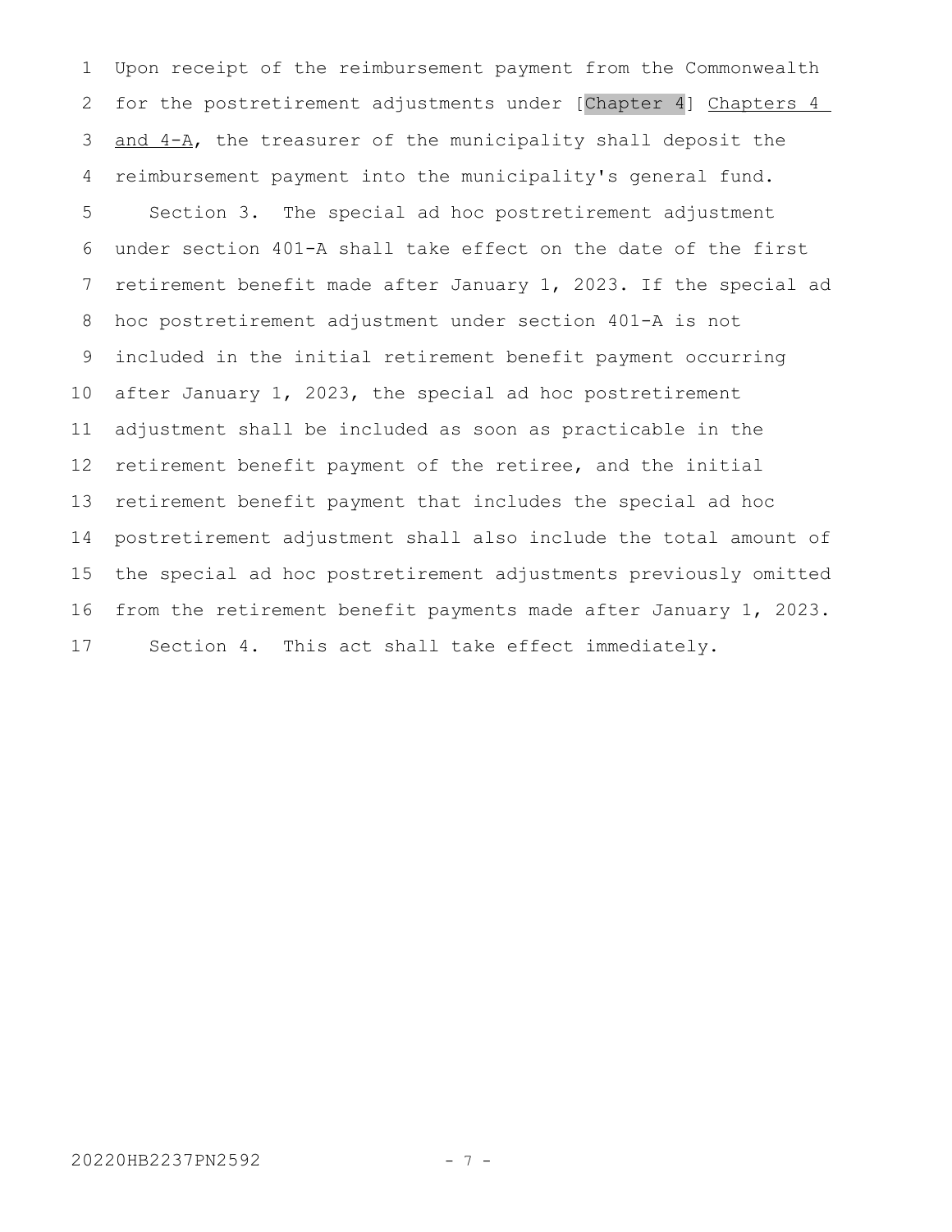Upon receipt of the reimbursement payment from the Commonwealth for the postretirement adjustments under [Chapter 4] <u>Chapters 4 and 4-A</u>, the treasurer of the municipality shall deposit the reimbursement payment into the municipality's general fund.

Section 3. The special ad hoc postretirement adjustment under section 401-A shall take effect on the date of the first retirement benefit made after January 1, 2023. If the special ad hoc postretirement adjustment under section 401-A is not included in the initial retirement benefit payment occurring after January 1, 2023, the special ad hoc postretirement adjustment shall be included as soon as practicable in the retirement benefit payment of the retiree, and the initial retirement benefit payment that includes the special ad hoc postretirement adjustment shall also include the total amount of the special ad hoc postretirement adjustments previously omitted from the retirement benefit payments made after January 1, 2023.

Section 4. This act shall take effect immediately.